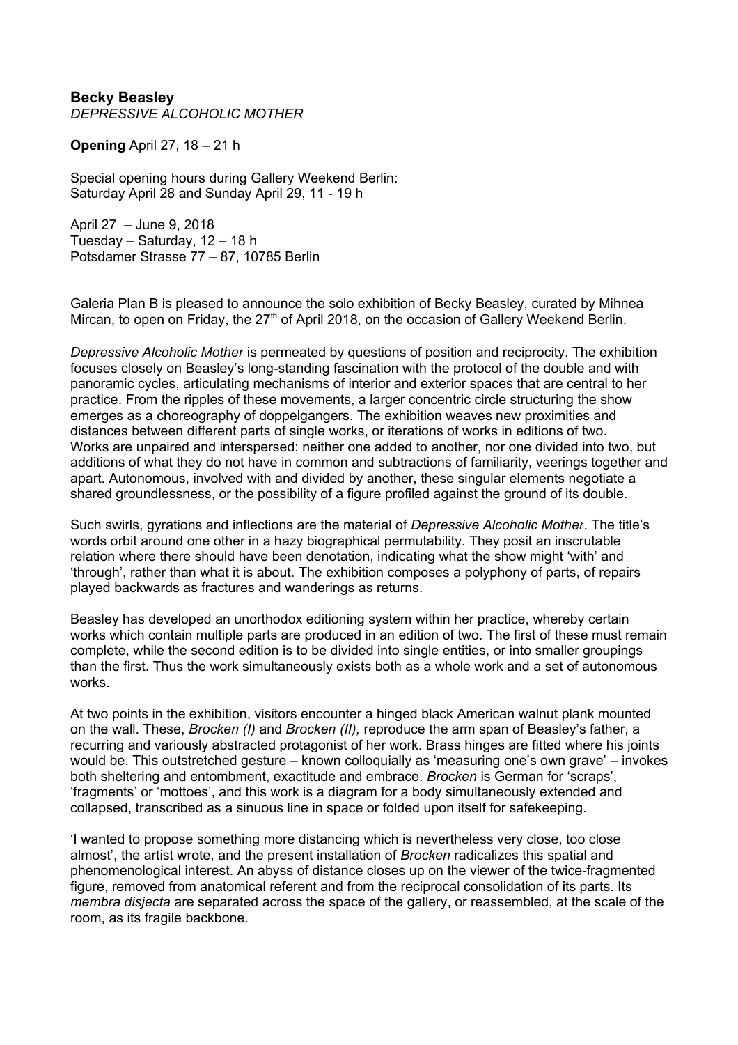**Becky Beasley**
*DEPRESSIVE ALCOHOLIC MOTHER*

**Opening** April 27, 18 – 21 h

Special opening hours during Gallery Weekend Berlin:
Saturday April 28 and Sunday April 29, 11 - 19 h

April 27 – June 9, 2018
Tuesday – Saturday, 12 – 18 h
Potsdamer Strasse 77 – 87, 10785 Berlin

Galeria Plan B is pleased to announce the solo exhibition of Becky Beasley, curated by Mihnea Mircan, to open on Friday, the 27th of April 2018, on the occasion of Gallery Weekend Berlin.

*Depressive Alcoholic Mother* is permeated by questions of position and reciprocity. The exhibition focuses closely on Beasley's long-standing fascination with the protocol of the double and with panoramic cycles, articulating mechanisms of interior and exterior spaces that are central to her practice. From the ripples of these movements, a larger concentric circle structuring the show emerges as a choreography of doppelgangers. The exhibition weaves new proximities and distances between different parts of single works, or iterations of works in editions of two. Works are unpaired and interspersed: neither one added to another, nor one divided into two, but additions of what they do not have in common and subtractions of familiarity, veerings together and apart. Autonomous, involved with and divided by another, these singular elements negotiate a shared groundlessness, or the possibility of a figure profiled against the ground of its double.

Such swirls, gyrations and inflections are the material of *Depressive Alcoholic Mother*. The title's words orbit around one other in a hazy biographical permutability. They posit an inscrutable relation where there should have been denotation, indicating what the show might 'with' and 'through', rather than what it is about. The exhibition composes a polyphony of parts, of repairs played backwards as fractures and wanderings as returns.

Beasley has developed an unorthodox editioning system within her practice, whereby certain works which contain multiple parts are produced in an edition of two. The first of these must remain complete, while the second edition is to be divided into single entities, or into smaller groupings than the first. Thus the work simultaneously exists both as a whole work and a set of autonomous works.

At two points in the exhibition, visitors encounter a hinged black American walnut plank mounted on the wall. These, *Brocken (I)* and *Brocken (II),* reproduce the arm span of Beasley's father, a recurring and variously abstracted protagonist of her work. Brass hinges are fitted where his joints would be. This outstretched gesture – known colloquially as 'measuring one's own grave' – invokes both sheltering and entombment, exactitude and embrace. *Brocken* is German for 'scraps', 'fragments' or 'mottoes', and this work is a diagram for a body simultaneously extended and collapsed, transcribed as a sinuous line in space or folded upon itself for safekeeping.

'I wanted to propose something more distancing which is nevertheless very close, too close almost', the artist wrote, and the present installation of *Brocken* radicalizes this spatial and phenomenological interest. An abyss of distance closes up on the viewer of the twice-fragmented figure, removed from anatomical referent and from the reciprocal consolidation of its parts. Its *membra disjecta* are separated across the space of the gallery, or reassembled, at the scale of the room, as its fragile backbone.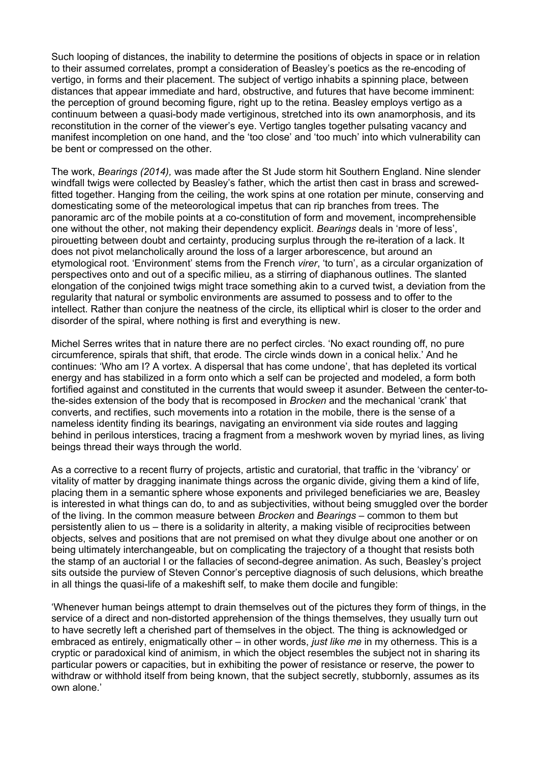Such looping of distances, the inability to determine the positions of objects in space or in relation to their assumed correlates, prompt a consideration of Beasley's poetics as the re-encoding of vertigo, in forms and their placement. The subject of vertigo inhabits a spinning place, between distances that appear immediate and hard, obstructive, and futures that have become imminent: the perception of ground becoming figure, right up to the retina. Beasley employs vertigo as a continuum between a quasi-body made vertiginous, stretched into its own anamorphosis, and its reconstitution in the corner of the viewer's eye. Vertigo tangles together pulsating vacancy and manifest incompletion on one hand, and the 'too close' and 'too much' into which vulnerability can be bent or compressed on the other.

The work, *Bearings (2014),* was made after the St Jude storm hit Southern England. Nine slender windfall twigs were collected by Beasley's father, which the artist then cast in brass and screwed-fitted together. Hanging from the ceiling, the work spins at one rotation per minute, conserving and domesticating some of the meteorological impetus that can rip branches from trees. The panoramic arc of the mobile points at a co-constitution of form and movement, incomprehensible one without the other, not making their dependency explicit. *Bearings* deals in 'more of less', pirouetting between doubt and certainty, producing surplus through the re-iteration of a lack. It does not pivot melancholically around the loss of a larger arborescence, but around an etymological root. 'Environment' stems from the French *virer*, 'to turn', as a circular organization of perspectives onto and out of a specific milieu, as a stirring of diaphanous outlines. The slanted elongation of the conjoined twigs might trace something akin to a curved twist, a deviation from the regularity that natural or symbolic environments are assumed to possess and to offer to the intellect. Rather than conjure the neatness of the circle, its elliptical whirl is closer to the order and disorder of the spiral, where nothing is first and everything is new.

Michel Serres writes that in nature there are no perfect circles. 'No exact rounding off, no pure circumference, spirals that shift, that erode. The circle winds down in a conical helix.' And he continues: 'Who am I? A vortex. A dispersal that has come undone', that has depleted its vortical energy and has stabilized in a form onto which a self can be projected and modeled, a form both fortified against and constituted in the currents that would sweep it asunder. Between the center-to-the-sides extension of the body that is recomposed in *Brocken* and the mechanical 'crank' that converts, and rectifies, such movements into a rotation in the mobile, there is the sense of a nameless identity finding its bearings, navigating an environment via side routes and lagging behind in perilous interstices, tracing a fragment from a meshwork woven by myriad lines, as living beings thread their ways through the world.

As a corrective to a recent flurry of projects, artistic and curatorial, that traffic in the 'vibrancy' or vitality of matter by dragging inanimate things across the organic divide, giving them a kind of life, placing them in a semantic sphere whose exponents and privileged beneficiaries we are, Beasley is interested in what things can do, to and as subjectivities, without being smuggled over the border of the living. In the common measure between *Brocken* and *Bearings* – common to them but persistently alien to us – there is a solidarity in alterity, a making visible of reciprocities between objects, selves and positions that are not premised on what they divulge about one another or on being ultimately interchangeable, but on complicating the trajectory of a thought that resists both the stamp of an auctorial I or the fallacies of second-degree animation. As such, Beasley's project sits outside the purview of Steven Connor's perceptive diagnosis of such delusions, which breathe in all things the quasi-life of a makeshift self, to make them docile and fungible:

'Whenever human beings attempt to drain themselves out of the pictures they form of things, in the service of a direct and non-distorted apprehension of the things themselves, they usually turn out to have secretly left a cherished part of themselves in the object. The thing is acknowledged or embraced as entirely, enigmatically other – in other words, *just like me* in my otherness. This is a cryptic or paradoxical kind of animism, in which the object resembles the subject not in sharing its particular powers or capacities, but in exhibiting the power of resistance or reserve, the power to withdraw or withhold itself from being known, that the subject secretly, stubbornly, assumes as its own alone.'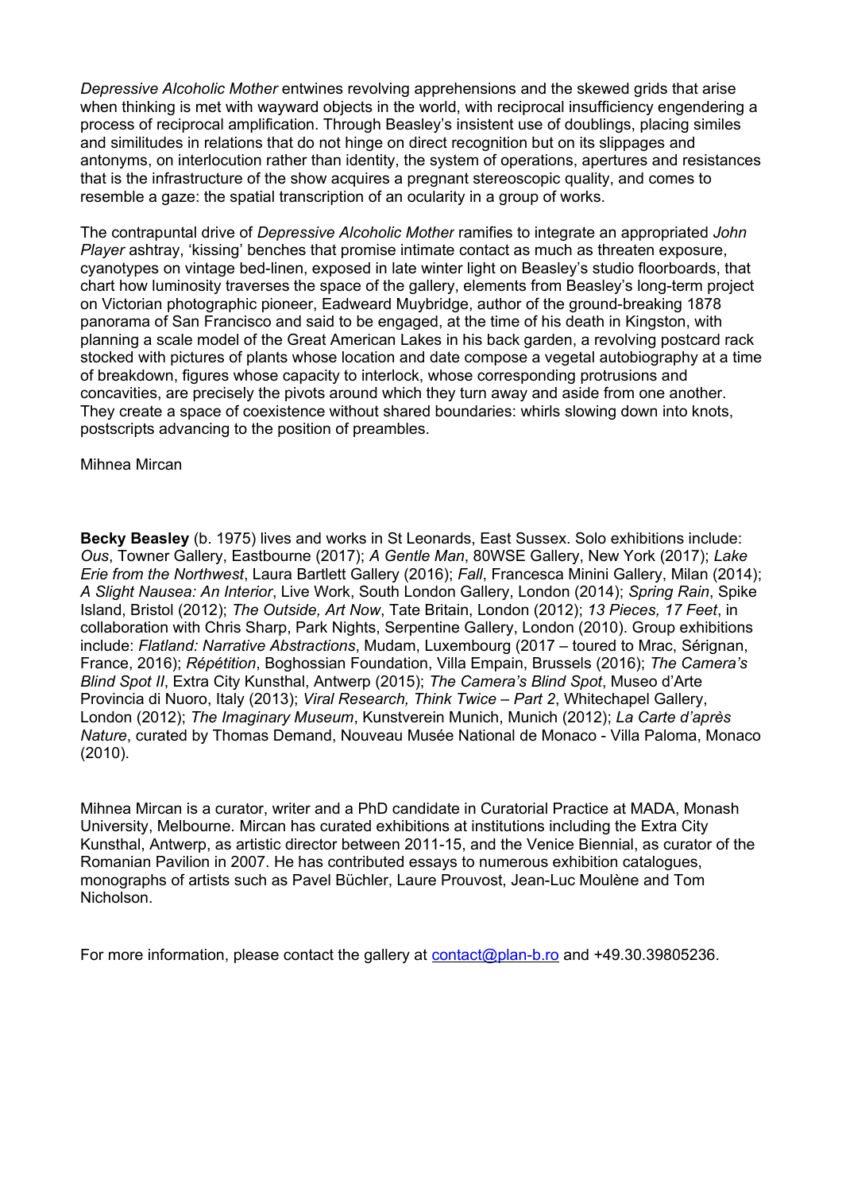*Depressive Alcoholic Mother* entwines revolving apprehensions and the skewed grids that arise when thinking is met with wayward objects in the world, with reciprocal insufficiency engendering a process of reciprocal amplification. Through Beasley's insistent use of doublings, placing similes and similitudes in relations that do not hinge on direct recognition but on its slippages and antonyms, on interlocution rather than identity, the system of operations, apertures and resistances that is the infrastructure of the show acquires a pregnant stereoscopic quality, and comes to resemble a gaze: the spatial transcription of an ocularity in a group of works.

The contrapuntal drive of *Depressive Alcoholic Mother* ramifies to integrate an appropriated *John Player* ashtray, 'kissing' benches that promise intimate contact as much as threaten exposure, cyanotypes on vintage bed-linen, exposed in late winter light on Beasley's studio floorboards, that chart how luminosity traverses the space of the gallery, elements from Beasley's long-term project on Victorian photographic pioneer, Eadweard Muybridge, author of the ground-breaking 1878 panorama of San Francisco and said to be engaged, at the time of his death in Kingston, with planning a scale model of the Great American Lakes in his back garden, a revolving postcard rack stocked with pictures of plants whose location and date compose a vegetal autobiography at a time of breakdown, figures whose capacity to interlock, whose corresponding protrusions and concavities, are precisely the pivots around which they turn away and aside from one another. They create a space of coexistence without shared boundaries: whirls slowing down into knots, postscripts advancing to the position of preambles.

Mihnea Mircan

**Becky Beasley** (b. 1975) lives and works in St Leonards, East Sussex. Solo exhibitions include: *Ous*, Towner Gallery, Eastbourne (2017); *A Gentle Man*, 80WSE Gallery, New York (2017); *Lake Erie from the Northwest*, Laura Bartlett Gallery (2016); *Fall*, Francesca Minini Gallery, Milan (2014); *A Slight Nausea: An Interior*, Live Work, South London Gallery, London (2014); *Spring Rain*, Spike Island, Bristol (2012); *The Outside, Art Now*, Tate Britain, London (2012); *13 Pieces, 17 Feet*, in collaboration with Chris Sharp, Park Nights, Serpentine Gallery, London (2010). Group exhibitions include: *Flatland: Narrative Abstractions*, Mudam, Luxembourg (2017 – toured to Mrac, Sérignan, France, 2016); *Répétition*, Boghossian Foundation, Villa Empain, Brussels (2016); *The Camera's Blind Spot II*, Extra City Kunsthal, Antwerp (2015); *The Camera's Blind Spot*, Museo d'Arte Provincia di Nuoro, Italy (2013); *Viral Research, Think Twice – Part 2*, Whitechapel Gallery, London (2012); *The Imaginary Museum*, Kunstverein Munich, Munich (2012); *La Carte d'après Nature*, curated by Thomas Demand, Nouveau Musée National de Monaco - Villa Paloma, Monaco (2010).

Mihnea Mircan is a curator, writer and a PhD candidate in Curatorial Practice at MADA, Monash University, Melbourne. Mircan has curated exhibitions at institutions including the Extra City Kunsthal, Antwerp, as artistic director between 2011-15, and the Venice Biennial, as curator of the Romanian Pavilion in 2007. He has contributed essays to numerous exhibition catalogues, monographs of artists such as Pavel Büchler, Laure Prouvost, Jean-Luc Moulène and Tom Nicholson.

For more information, please contact the gallery at contact@plan-b.ro and +49.30.39805236.